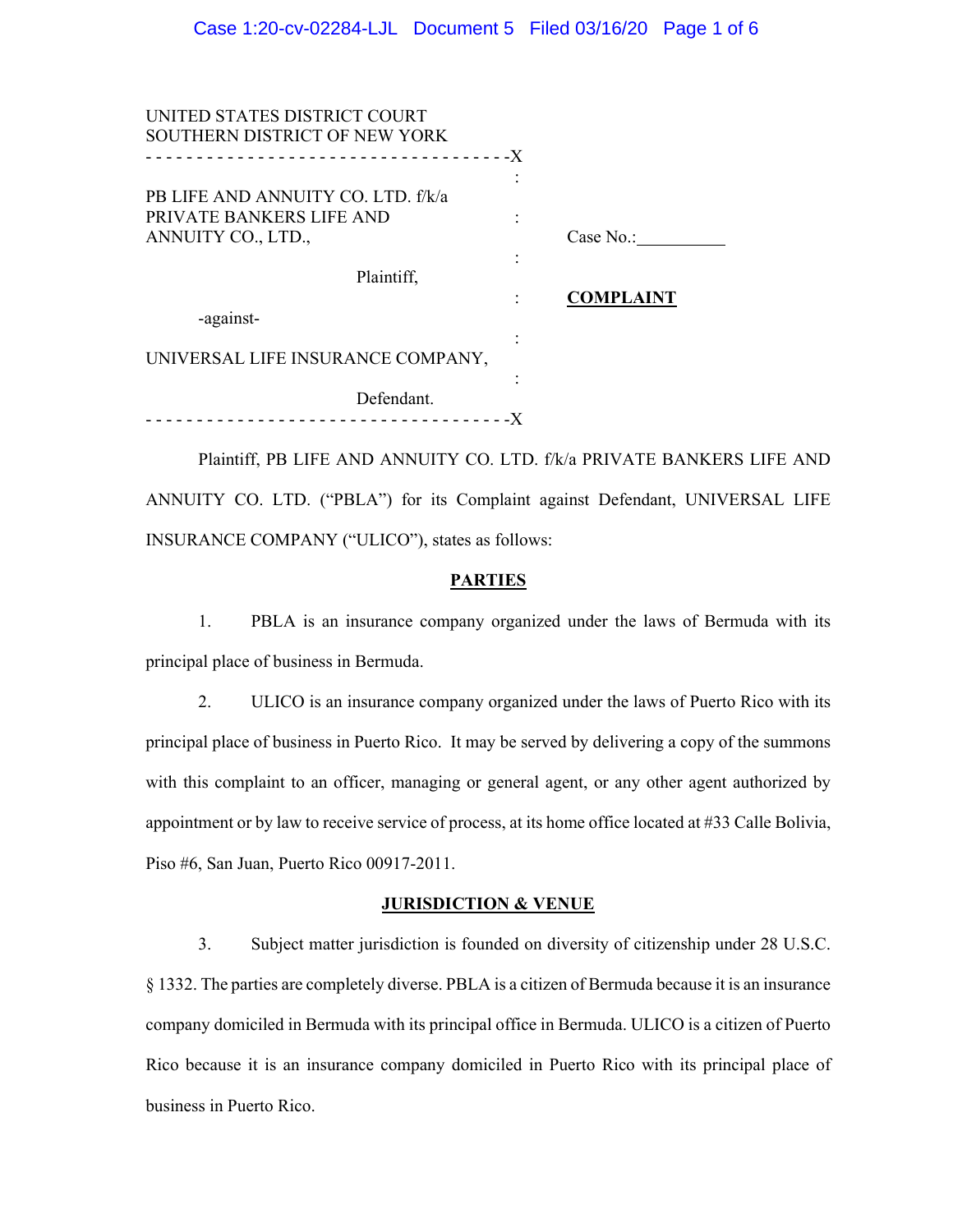UNITED STATES DISTRICT COURT
SOUTHERN DISTRICT OF NEW YORK

PB LIFE AND ANNUITY CO. LTD. f/k/a PRIVATE BANKERS LIFE AND ANNUITY CO., LTD.,

Plaintiff,

-against-

UNIVERSAL LIFE INSURANCE COMPANY,

Defendant.

Case No.:__________

**COMPLAINT**

Plaintiff, PB LIFE AND ANNUITY CO. LTD. f/k/a PRIVATE BANKERS LIFE AND ANNUITY CO. LTD. ("PBLA") for its Complaint against Defendant, UNIVERSAL LIFE INSURANCE COMPANY ("ULICO"), states as follows:

## PARTIES

1. PBLA is an insurance company organized under the laws of Bermuda with its principal place of business in Bermuda.

2. ULICO is an insurance company organized under the laws of Puerto Rico with its principal place of business in Puerto Rico. It may be served by delivering a copy of the summons with this complaint to an officer, managing or general agent, or any other agent authorized by appointment or by law to receive service of process, at its home office located at #33 Calle Bolivia, Piso #6, San Juan, Puerto Rico 00917-2011.

## JURISDICTION & VENUE

3. Subject matter jurisdiction is founded on diversity of citizenship under 28 U.S.C. § 1332. The parties are completely diverse. PBLA is a citizen of Bermuda because it is an insurance company domiciled in Bermuda with its principal office in Bermuda. ULICO is a citizen of Puerto Rico because it is an insurance company domiciled in Puerto Rico with its principal place of business in Puerto Rico.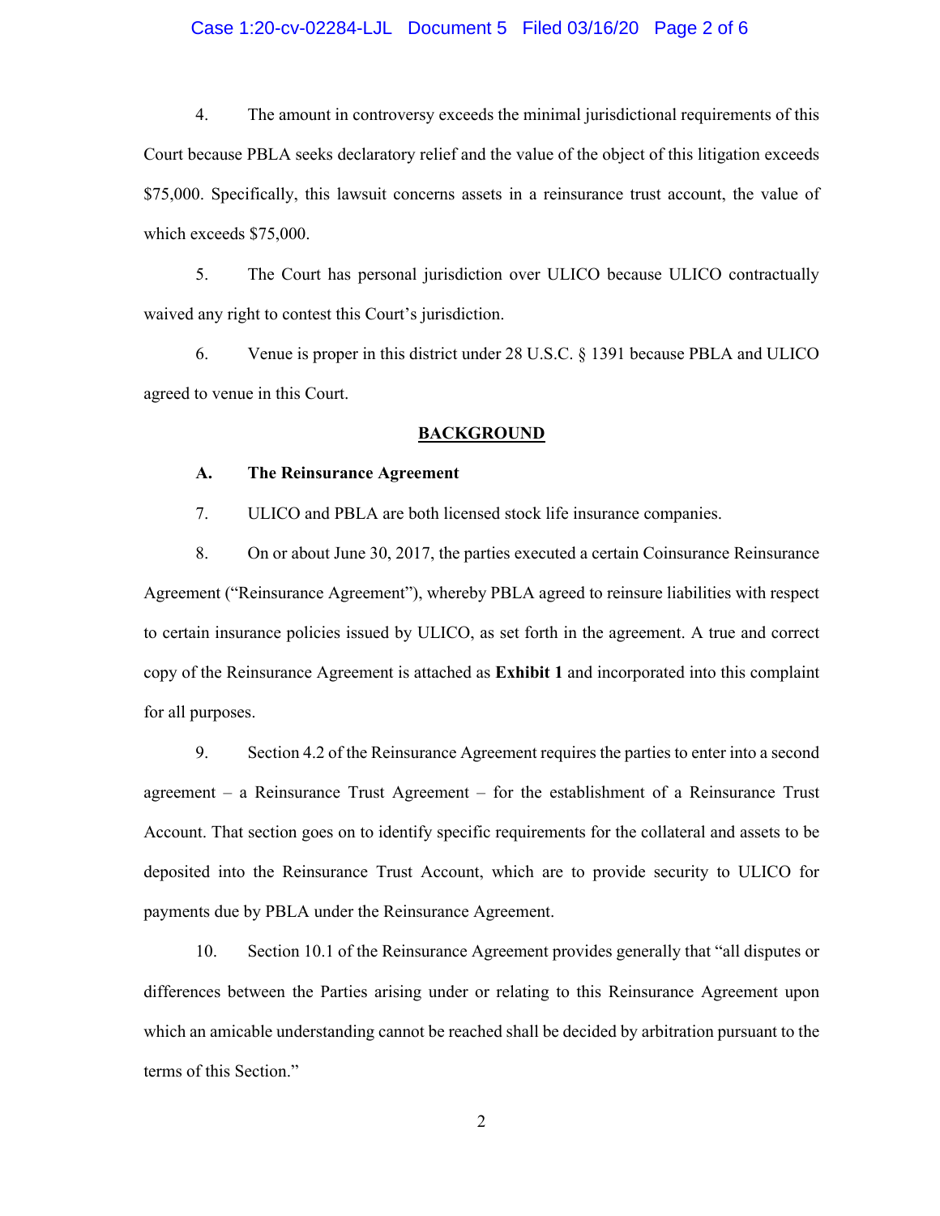4. The amount in controversy exceeds the minimal jurisdictional requirements of this Court because PBLA seeks declaratory relief and the value of the object of this litigation exceeds $75,000. Specifically, this lawsuit concerns assets in a reinsurance trust account, the value of which exceeds $75,000.

5. The Court has personal jurisdiction over ULICO because ULICO contractually waived any right to contest this Court's jurisdiction.

6. Venue is proper in this district under 28 U.S.C. § 1391 because PBLA and ULICO agreed to venue in this Court.

## BACKGROUND

### A. The Reinsurance Agreement

7. ULICO and PBLA are both licensed stock life insurance companies.

8. On or about June 30, 2017, the parties executed a certain Coinsurance Reinsurance Agreement ("Reinsurance Agreement"), whereby PBLA agreed to reinsure liabilities with respect to certain insurance policies issued by ULICO, as set forth in the agreement. A true and correct copy of the Reinsurance Agreement is attached as **Exhibit 1** and incorporated into this complaint for all purposes.

9. Section 4.2 of the Reinsurance Agreement requires the parties to enter into a second agreement – a Reinsurance Trust Agreement – for the establishment of a Reinsurance Trust Account. That section goes on to identify specific requirements for the collateral and assets to be deposited into the Reinsurance Trust Account, which are to provide security to ULICO for payments due by PBLA under the Reinsurance Agreement.

10. Section 10.1 of the Reinsurance Agreement provides generally that "all disputes or differences between the Parties arising under or relating to this Reinsurance Agreement upon which an amicable understanding cannot be reached shall be decided by arbitration pursuant to the terms of this Section."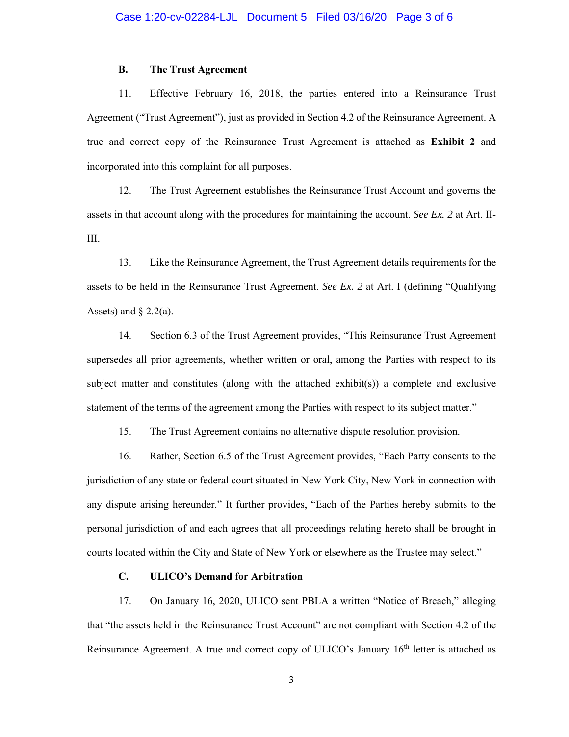### B. The Trust Agreement

11. Effective February 16, 2018, the parties entered into a Reinsurance Trust Agreement ("Trust Agreement"), just as provided in Section 4.2 of the Reinsurance Agreement. A true and correct copy of the Reinsurance Trust Agreement is attached as **Exhibit 2** and incorporated into this complaint for all purposes.

12. The Trust Agreement establishes the Reinsurance Trust Account and governs the assets in that account along with the procedures for maintaining the account. *See Ex. 2* at Art. II-III.

13. Like the Reinsurance Agreement, the Trust Agreement details requirements for the assets to be held in the Reinsurance Trust Agreement. *See Ex. 2* at Art. I (defining "Qualifying Assets) and § 2.2(a).

14. Section 6.3 of the Trust Agreement provides, "This Reinsurance Trust Agreement supersedes all prior agreements, whether written or oral, among the Parties with respect to its subject matter and constitutes (along with the attached exhibit(s)) a complete and exclusive statement of the terms of the agreement among the Parties with respect to its subject matter."

15. The Trust Agreement contains no alternative dispute resolution provision.

16. Rather, Section 6.5 of the Trust Agreement provides, "Each Party consents to the jurisdiction of any state or federal court situated in New York City, New York in connection with any dispute arising hereunder." It further provides, "Each of the Parties hereby submits to the personal jurisdiction of and each agrees that all proceedings relating hereto shall be brought in courts located within the City and State of New York or elsewhere as the Trustee may select."

### C. ULICO's Demand for Arbitration

17. On January 16, 2020, ULICO sent PBLA a written "Notice of Breach," alleging that "the assets held in the Reinsurance Trust Account" are not compliant with Section 4.2 of the Reinsurance Agreement. A true and correct copy of ULICO's January 16th letter is attached as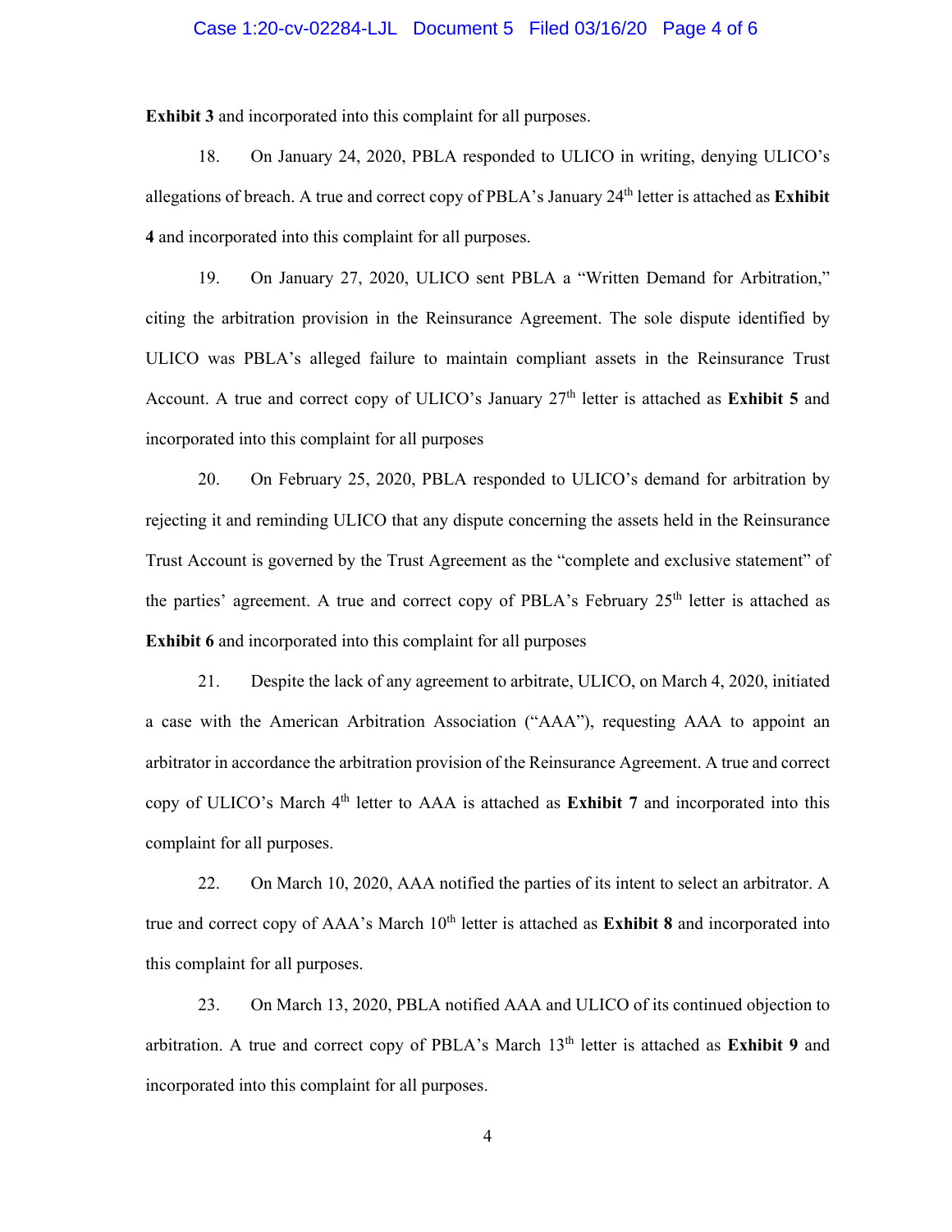**Exhibit 3** and incorporated into this complaint for all purposes.

18. On January 24, 2020, PBLA responded to ULICO in writing, denying ULICO's allegations of breach. A true and correct copy of PBLA's January 24th letter is attached as **Exhibit 4** and incorporated into this complaint for all purposes.

19. On January 27, 2020, ULICO sent PBLA a "Written Demand for Arbitration," citing the arbitration provision in the Reinsurance Agreement. The sole dispute identified by ULICO was PBLA's alleged failure to maintain compliant assets in the Reinsurance Trust Account. A true and correct copy of ULICO's January 27th letter is attached as **Exhibit 5** and incorporated into this complaint for all purposes

20. On February 25, 2020, PBLA responded to ULICO's demand for arbitration by rejecting it and reminding ULICO that any dispute concerning the assets held in the Reinsurance Trust Account is governed by the Trust Agreement as the "complete and exclusive statement" of the parties' agreement. A true and correct copy of PBLA's February 25th letter is attached as **Exhibit 6** and incorporated into this complaint for all purposes

21. Despite the lack of any agreement to arbitrate, ULICO, on March 4, 2020, initiated a case with the American Arbitration Association ("AAA"), requesting AAA to appoint an arbitrator in accordance the arbitration provision of the Reinsurance Agreement. A true and correct copy of ULICO's March 4th letter to AAA is attached as **Exhibit 7** and incorporated into this complaint for all purposes.

22. On March 10, 2020, AAA notified the parties of its intent to select an arbitrator. A true and correct copy of AAA's March 10th letter is attached as **Exhibit 8** and incorporated into this complaint for all purposes.

23. On March 13, 2020, PBLA notified AAA and ULICO of its continued objection to arbitration. A true and correct copy of PBLA's March 13th letter is attached as **Exhibit 9** and incorporated into this complaint for all purposes.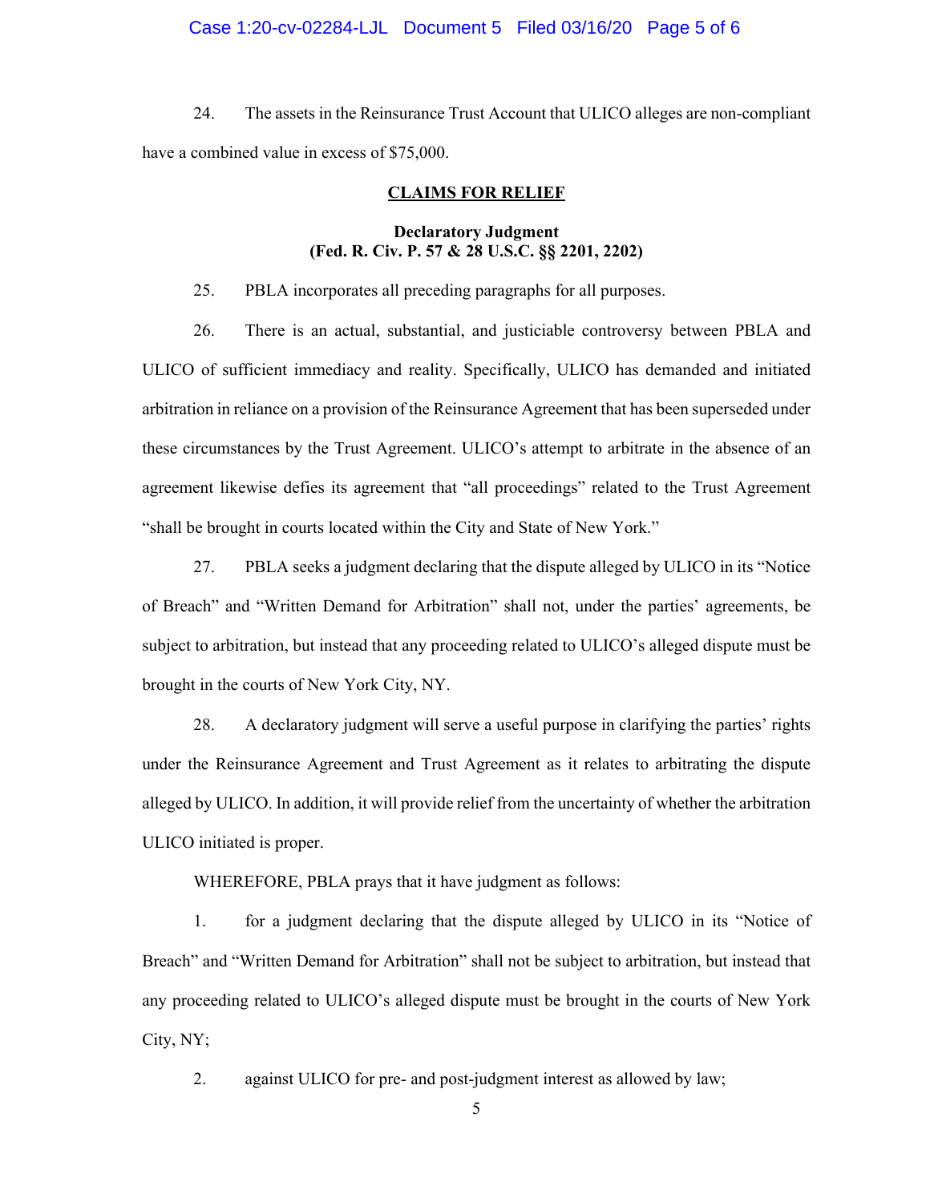24. The assets in the Reinsurance Trust Account that ULICO alleges are non-compliant have a combined value in excess of $75,000.

## CLAIMS FOR RELIEF

### Declaratory Judgment
### (Fed. R. Civ. P. 57 & 28 U.S.C. §§ 2201, 2202)

25. PBLA incorporates all preceding paragraphs for all purposes.

26. There is an actual, substantial, and justiciable controversy between PBLA and ULICO of sufficient immediacy and reality. Specifically, ULICO has demanded and initiated arbitration in reliance on a provision of the Reinsurance Agreement that has been superseded under these circumstances by the Trust Agreement. ULICO's attempt to arbitrate in the absence of an agreement likewise defies its agreement that "all proceedings" related to the Trust Agreement "shall be brought in courts located within the City and State of New York."

27. PBLA seeks a judgment declaring that the dispute alleged by ULICO in its "Notice of Breach" and "Written Demand for Arbitration" shall not, under the parties' agreements, be subject to arbitration, but instead that any proceeding related to ULICO's alleged dispute must be brought in the courts of New York City, NY.

28. A declaratory judgment will serve a useful purpose in clarifying the parties' rights under the Reinsurance Agreement and Trust Agreement as it relates to arbitrating the dispute alleged by ULICO. In addition, it will provide relief from the uncertainty of whether the arbitration ULICO initiated is proper.

WHEREFORE, PBLA prays that it have judgment as follows:

1. for a judgment declaring that the dispute alleged by ULICO in its "Notice of Breach" and "Written Demand for Arbitration" shall not be subject to arbitration, but instead that any proceeding related to ULICO's alleged dispute must be brought in the courts of New York City, NY;

2. against ULICO for pre- and post-judgment interest as allowed by law;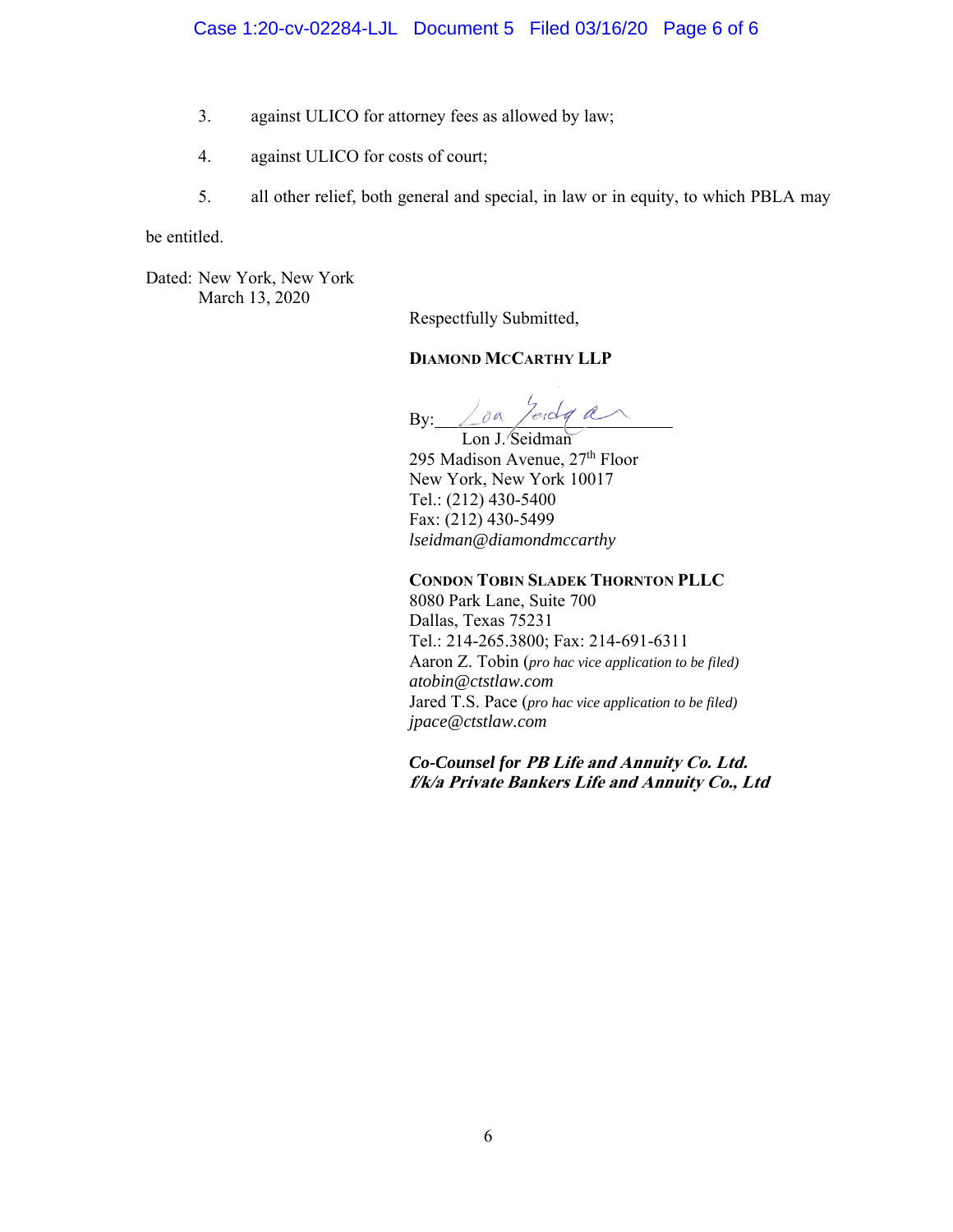3. against ULICO for attorney fees as allowed by law;

4. against ULICO for costs of court;

5. all other relief, both general and special, in law or in equity, to which PBLA may be entitled.

Dated: New York, New York
March 13, 2020

Respectfully Submitted,

**DIAMOND MCCARTHY LLP**

By: /s/ Lon J. Seidman
Lon J. Seidman
295 Madison Avenue, 27th Floor
New York, New York 10017
Tel.: (212) 430-5400
Fax: (212) 430-5499
*lseidman@diamondmccarthy*

**CONDON TOBIN SLADEK THORNTON PLLC**
8080 Park Lane, Suite 700
Dallas, Texas 75231
Tel.: 214-265.3800; Fax: 214-691-6311
Aaron Z. Tobin (*pro hac vice application to be filed)*
*atobin@ctstlaw.com*
Jared T.S. Pace (*pro hac vice application to be filed)*
*jpace@ctstlaw.com*

***Co-Counsel for PB Life and Annuity Co. Ltd. f/k/a Private Bankers Life and Annuity Co., Ltd***